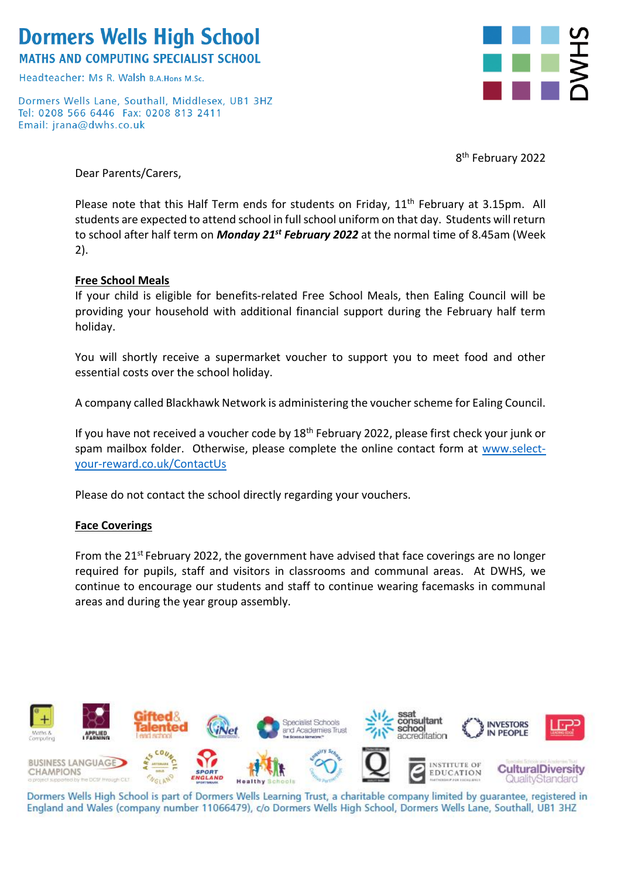# Dormers Wells High School

**MATHS AND COMPUTING SPECIALIST SCHOOL**

Headteacher: Ms R. Walsh B.A.Hons M.Sc.

Dormers Wells Lane, Southall, Middlesex, UB1 3HZ
Tel: 0208 566 6446 Fax: 0208 813 2411
Email: jrana@dwhs.co.uk

DWHS

8th February 2022

Dear Parents/Carers,

Please note that this Half Term ends for students on Friday, 11th February at 3.15pm. All students are expected to attend school in full school uniform on that day. Students will return to school after half term on ***Monday 21st February 2022*** at the normal time of 8.45am (Week 2).

**Free School Meals**

If your child is eligible for benefits-related Free School Meals, then Ealing Council will be providing your household with additional financial support during the February half term holiday.

You will shortly receive a supermarket voucher to support you to meet food and other essential costs over the school holiday.

A company called Blackhawk Network is administering the voucher scheme for Ealing Council.

If you have not received a voucher code by 18th February 2022, please first check your junk or spam mailbox folder. Otherwise, please complete the online contact form at www.select-your-reward.co.uk/ContactUs

Please do not contact the school directly regarding your vouchers.

**Face Coverings**

From the 21st February 2022, the government have advised that face coverings are no longer required for pupils, staff and visitors in classrooms and communal areas. At DWHS, we continue to encourage our students and staff to continue wearing facemasks in communal areas and during the year group assembly.

Dormers Wells High School is part of Dormers Wells Learning Trust, a charitable company limited by guarantee, registered in England and Wales (company number 11066479), c/o Dormers Wells High School, Dormers Wells Lane, Southall, UB1 3HZ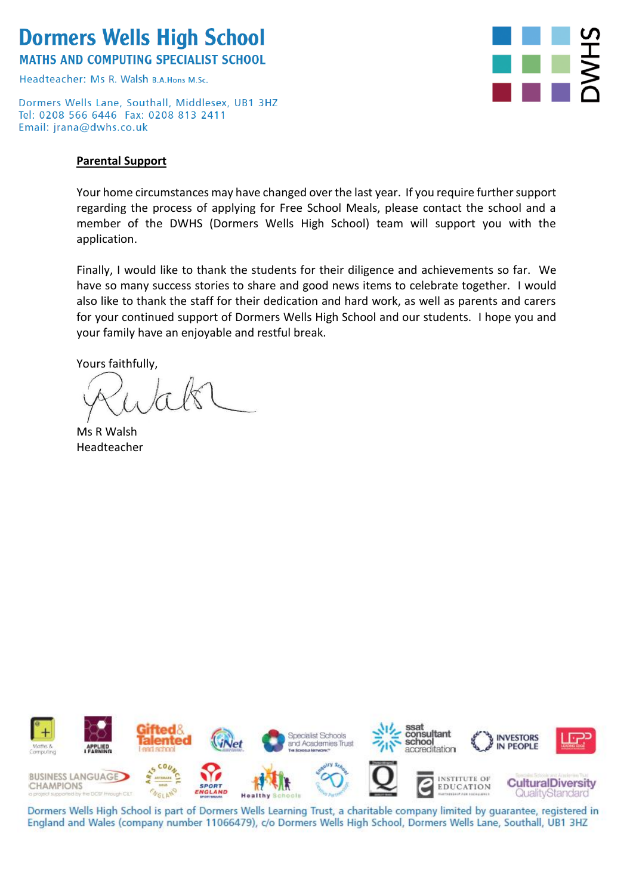# Dormers Wells High School

MATHS AND COMPUTING SPECIALIST SCHOOL

Headteacher: Ms R. Walsh B.A.Hons M.Sc.

Dormers Wells Lane, Southall, Middlesex, UB1 3HZ
Tel: 0208 566 6446 Fax: 0208 813 2411
Email: jrana@dwhs.co.uk

**Parental Support**

Your home circumstances may have changed over the last year. If you require further support regarding the process of applying for Free School Meals, please contact the school and a member of the DWHS (Dormers Wells High School) team will support you with the application.

Finally, I would like to thank the students for their diligence and achievements so far. We have so many success stories to share and good news items to celebrate together. I would also like to thank the staff for their dedication and hard work, as well as parents and carers for your continued support of Dormers Wells High School and our students. I hope you and your family have an enjoyable and restful break.

Yours faithfully,

Ms R Walsh
Headteacher

Dormers Wells High School is part of Dormers Wells Learning Trust, a charitable company limited by guarantee, registered in England and Wales (company number 11066479), c/o Dormers Wells High School, Dormers Wells Lane, Southall, UB1 3HZ